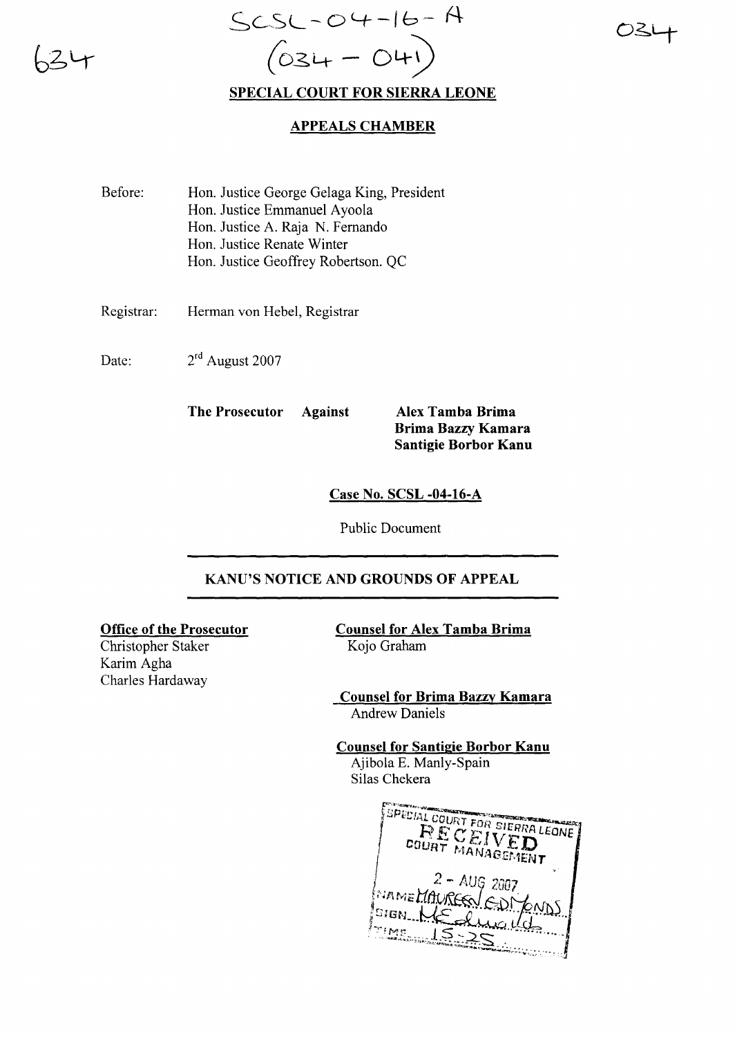SCSL-04-16-A
(034 – 041)

# SPECIAL COURT FOR SIERRA LEONE

## APPEALS CHAMBER

Before: Hon. Justice George Gelaga King, President
Hon. Justice Emmanuel Ayoola
Hon. Justice A. Raja N. Fernando
Hon. Justice Renate Winter
Hon. Justice Geoffrey Robertson. QC

Registrar: Herman von Hebel, Registrar

Date: 2[rd] August 2007

**The Prosecutor Against Alex Tamba Brima**
**Brima Bazzy Kamara**
**Santigie Borbor Kanu**

**Case No. SCSL -04-16-A**

Public Document

---

## KANU'S NOTICE AND GROUNDS OF APPEAL

---

**Office of the Prosecutor**
Christopher Staker
Karim Agha
Charles Hardaway

**Counsel for Alex Tamba Brima**
Kojo Graham

**Counsel for Brima Bazzy Kamara**
Andrew Daniels

**Counsel for Santigie Borbor Kanu**
Ajibola E. Manly-Spain
Silas Chekera

SPECIAL COURT FOR SIERRA LEONE
RECEIVED
COURT MANAGEMENT
2 - AUG 2007
NAME MAUREEN EDMONDS
SIGN ...
TIME 15-25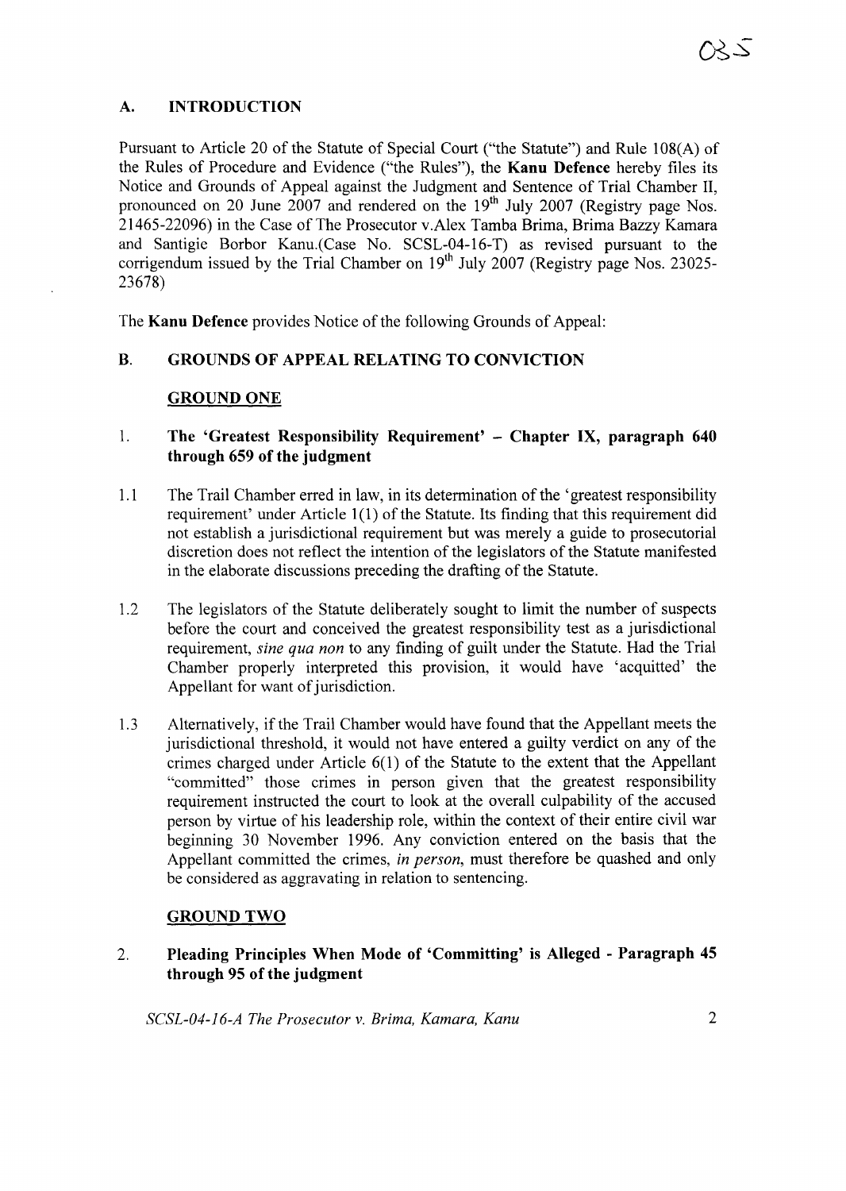## A. INTRODUCTION

Pursuant to Article 20 of the Statute of Special Court ("the Statute") and Rule 108(A) of the Rules of Procedure and Evidence ("the Rules"), the **Kanu Defence** hereby files its Notice and Grounds of Appeal against the Judgment and Sentence of Trial Chamber II, pronounced on 20 June 2007 and rendered on the 19th July 2007 (Registry page Nos. 21465-22096) in the Case of The Prosecutor v.Alex Tamba Brima, Brima Bazzy Kamara and Santigie Borbor Kanu.(Case No. SCSL-04-16-T) as revised pursuant to the corrigendum issued by the Trial Chamber on 19th July 2007 (Registry page Nos. 23025-23678)

The **Kanu Defence** provides Notice of the following Grounds of Appeal:

## B. GROUNDS OF APPEAL RELATING TO CONVICTION

### GROUND ONE

1. **The 'Greatest Responsibility Requirement' – Chapter IX, paragraph 640 through 659 of the judgment**

1.1 The Trail Chamber erred in law, in its determination of the 'greatest responsibility requirement' under Article 1(1) of the Statute. Its finding that this requirement did not establish a jurisdictional requirement but was merely a guide to prosecutorial discretion does not reflect the intention of the legislators of the Statute manifested in the elaborate discussions preceding the drafting of the Statute.

1.2 The legislators of the Statute deliberately sought to limit the number of suspects before the court and conceived the greatest responsibility test as a jurisdictional requirement, *sine qua non* to any finding of guilt under the Statute. Had the Trial Chamber properly interpreted this provision, it would have 'acquitted' the Appellant for want of jurisdiction.

1.3 Alternatively, if the Trail Chamber would have found that the Appellant meets the jurisdictional threshold, it would not have entered a guilty verdict on any of the crimes charged under Article 6(1) of the Statute to the extent that the Appellant "committed" those crimes in person given that the greatest responsibility requirement instructed the court to look at the overall culpability of the accused person by virtue of his leadership role, within the context of their entire civil war beginning 30 November 1996. Any conviction entered on the basis that the Appellant committed the crimes, *in person*, must therefore be quashed and only be considered as aggravating in relation to sentencing.

### GROUND TWO

2. **Pleading Principles When Mode of 'Committing' is Alleged - Paragraph 45 through 95 of the judgment**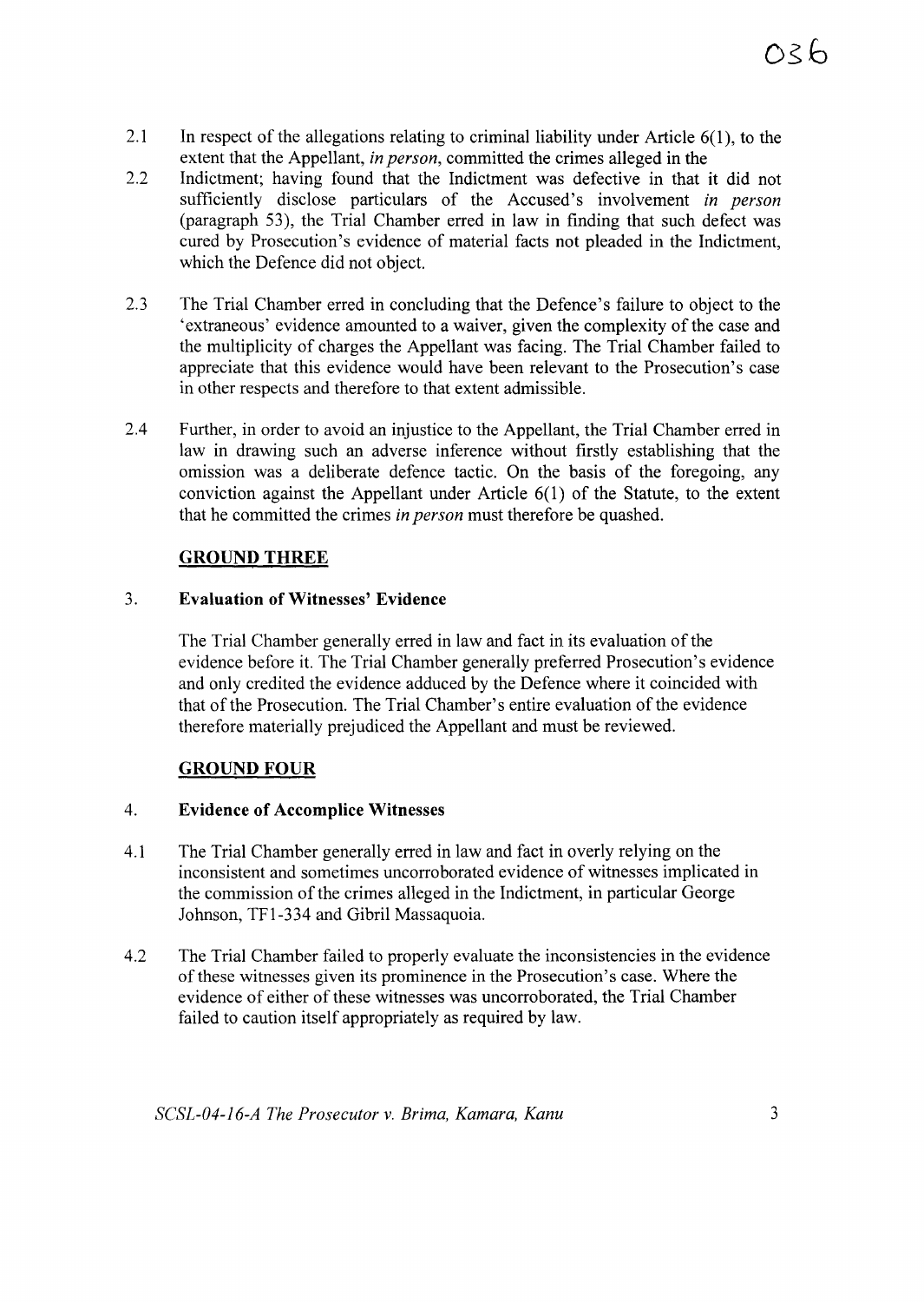2.1 In respect of the allegations relating to criminal liability under Article 6(1), to the extent that the Appellant, *in person*, committed the crimes alleged in the

2.2 Indictment; having found that the Indictment was defective in that it did not sufficiently disclose particulars of the Accused's involvement *in person* (paragraph 53), the Trial Chamber erred in law in finding that such defect was cured by Prosecution's evidence of material facts not pleaded in the Indictment, which the Defence did not object.

2.3 The Trial Chamber erred in concluding that the Defence's failure to object to the 'extraneous' evidence amounted to a waiver, given the complexity of the case and the multiplicity of charges the Appellant was facing. The Trial Chamber failed to appreciate that this evidence would have been relevant to the Prosecution's case in other respects and therefore to that extent admissible.

2.4 Further, in order to avoid an injustice to the Appellant, the Trial Chamber erred in law in drawing such an adverse inference without firstly establishing that the omission was a deliberate defence tactic. On the basis of the foregoing, any conviction against the Appellant under Article 6(1) of the Statute, to the extent that he committed the crimes *in person* must therefore be quashed.

## GROUND THREE

3. **Evaluation of Witnesses' Evidence**

The Trial Chamber generally erred in law and fact in its evaluation of the evidence before it. The Trial Chamber generally preferred Prosecution's evidence and only credited the evidence adduced by the Defence where it coincided with that of the Prosecution. The Trial Chamber's entire evaluation of the evidence therefore materially prejudiced the Appellant and must be reviewed.

## GROUND FOUR

4. **Evidence of Accomplice Witnesses**

4.1 The Trial Chamber generally erred in law and fact in overly relying on the inconsistent and sometimes uncorroborated evidence of witnesses implicated in the commission of the crimes alleged in the Indictment, in particular George Johnson, TF1-334 and Gibril Massaquoia.

4.2 The Trial Chamber failed to properly evaluate the inconsistencies in the evidence of these witnesses given its prominence in the Prosecution's case. Where the evidence of either of these witnesses was uncorroborated, the Trial Chamber failed to caution itself appropriately as required by law.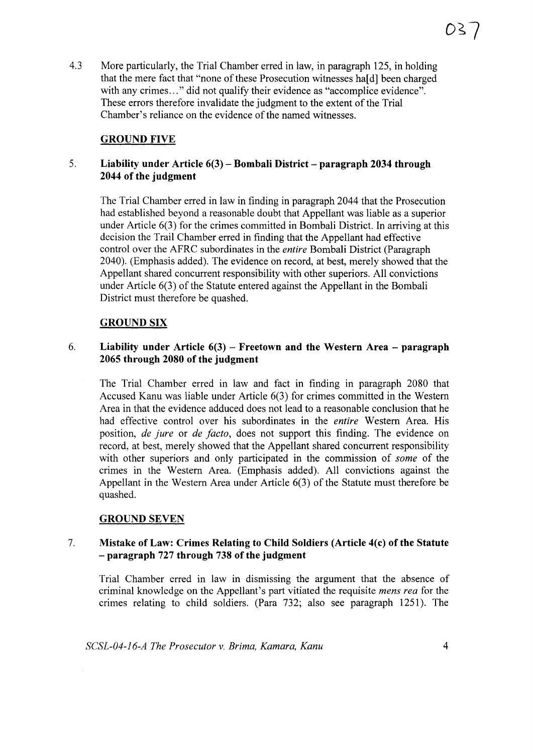4.3 More particularly, the Trial Chamber erred in law, in paragraph 125, in holding that the mere fact that "none of these Prosecution witnesses ha[d] been charged with any crimes…" did not qualify their evidence as "accomplice evidence". These errors therefore invalidate the judgment to the extent of the Trial Chamber's reliance on the evidence of the named witnesses.

## GROUND FIVE

### 5. Liability under Article 6(3) – Bombali District – paragraph 2034 through 2044 of the judgment

The Trial Chamber erred in law in finding in paragraph 2044 that the Prosecution had established beyond a reasonable doubt that Appellant was liable as a superior under Article 6(3) for the crimes committed in Bombali District. In arriving at this decision the Trail Chamber erred in finding that the Appellant had effective control over the AFRC subordinates in the *entire* Bombali District (Paragraph 2040). (Emphasis added). The evidence on record, at best, merely showed that the Appellant shared concurrent responsibility with other superiors. All convictions under Article 6(3) of the Statute entered against the Appellant in the Bombali District must therefore be quashed.

## GROUND SIX

### 6. Liability under Article 6(3) – Freetown and the Western Area – paragraph 2065 through 2080 of the judgment

The Trial Chamber erred in law and fact in finding in paragraph 2080 that Accused Kanu was liable under Article 6(3) for crimes committed in the Western Area in that the evidence adduced does not lead to a reasonable conclusion that he had effective control over his subordinates in the *entire* Western Area. His position, *de jure* or *de facto*, does not support this finding. The evidence on record, at best, merely showed that the Appellant shared concurrent responsibility with other superiors and only participated in the commission of *some* of the crimes in the Western Area. (Emphasis added). All convictions against the Appellant in the Western Area under Article 6(3) of the Statute must therefore be quashed.

## GROUND SEVEN

### 7. Mistake of Law: Crimes Relating to Child Soldiers (Article 4(c) of the Statute – paragraph 727 through 738 of the judgment

Trial Chamber erred in law in dismissing the argument that the absence of criminal knowledge on the Appellant's part vitiated the requisite *mens rea* for the crimes relating to child soldiers. (Para 732; also see paragraph 1251). The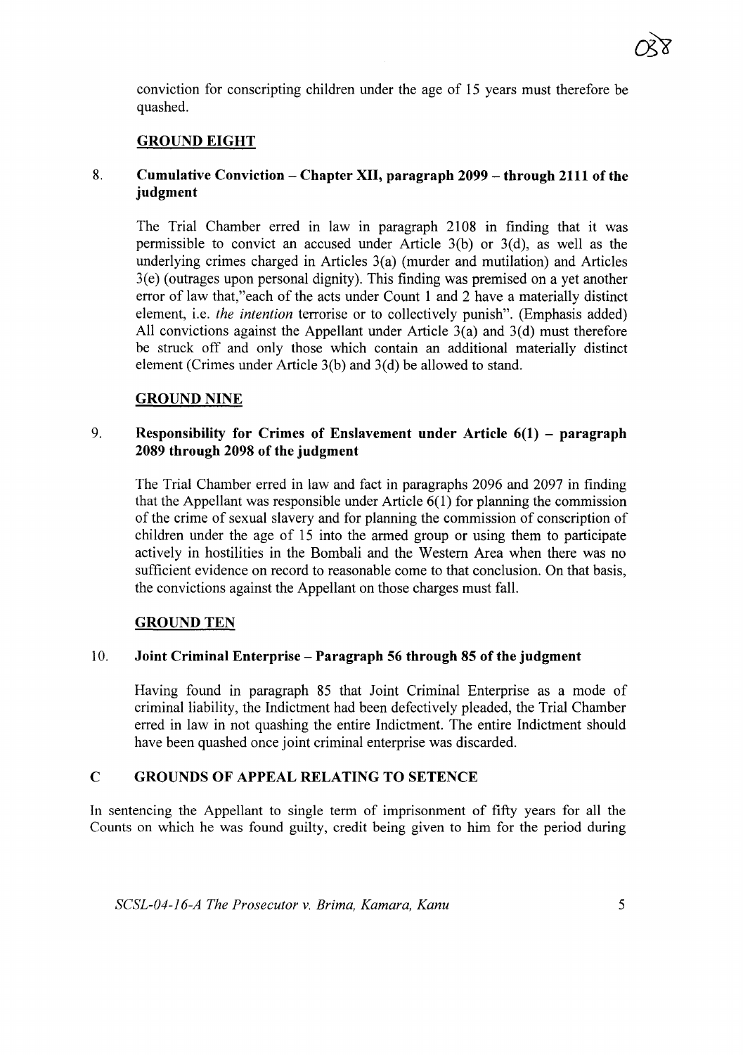conviction for conscripting children under the age of 15 years must therefore be quashed.

**GROUND EIGHT**

8. **Cumulative Conviction – Chapter XII, paragraph 2099 – through 2111 of the judgment**

The Trial Chamber erred in law in paragraph 2108 in finding that it was permissible to convict an accused under Article 3(b) or 3(d), as well as the underlying crimes charged in Articles 3(a) (murder and mutilation) and Articles 3(e) (outrages upon personal dignity). This finding was premised on a yet another error of law that,"each of the acts under Count 1 and 2 have a materially distinct element, i.e. *the intention* terrorise or to collectively punish". (Emphasis added) All convictions against the Appellant under Article 3(a) and 3(d) must therefore be struck off and only those which contain an additional materially distinct element (Crimes under Article 3(b) and 3(d) be allowed to stand.

**GROUND NINE**

9. **Responsibility for Crimes of Enslavement under Article 6(1) – paragraph 2089 through 2098 of the judgment**

The Trial Chamber erred in law and fact in paragraphs 2096 and 2097 in finding that the Appellant was responsible under Article 6(1) for planning the commission of the crime of sexual slavery and for planning the commission of conscription of children under the age of 15 into the armed group or using them to participate actively in hostilities in the Bombali and the Western Area when there was no sufficient evidence on record to reasonable come to that conclusion. On that basis, the convictions against the Appellant on those charges must fall.

**GROUND TEN**

10. **Joint Criminal Enterprise – Paragraph 56 through 85 of the judgment**

Having found in paragraph 85 that Joint Criminal Enterprise as a mode of criminal liability, the Indictment had been defectively pleaded, the Trial Chamber erred in law in not quashing the entire Indictment. The entire Indictment should have been quashed once joint criminal enterprise was discarded.

## C GROUNDS OF APPEAL RELATING TO SETENCE

In sentencing the Appellant to single term of imprisonment of fifty years for all the Counts on which he was found guilty, credit being given to him for the period during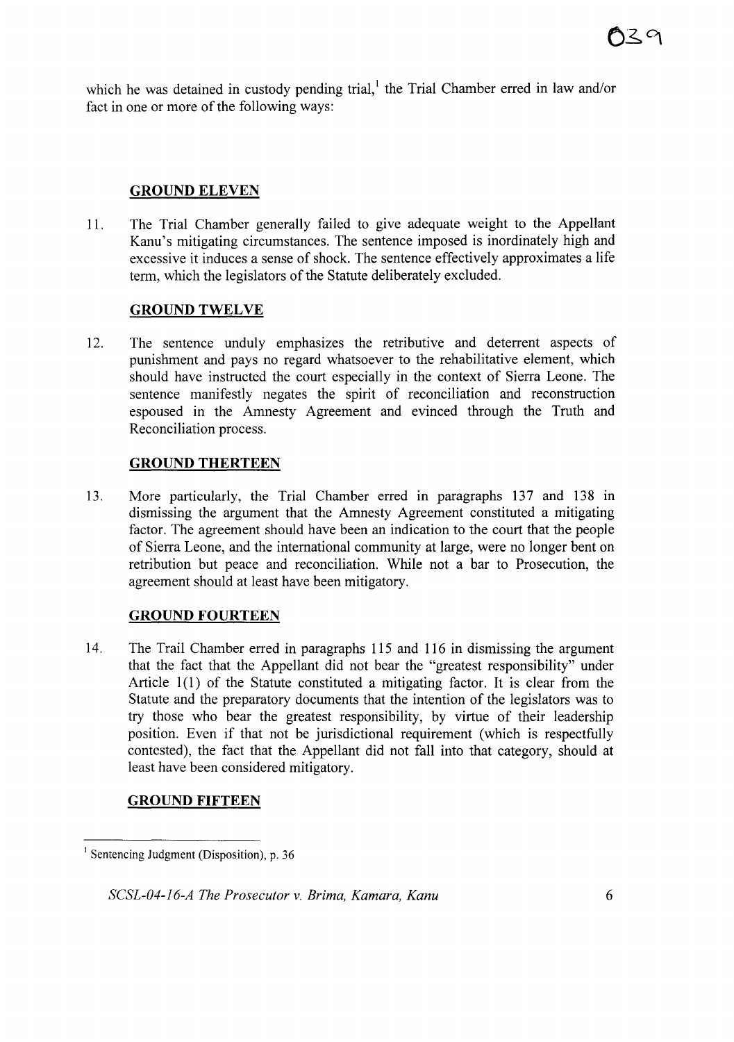which he was detained in custody pending trial,[1] the Trial Chamber erred in law and/or fact in one or more of the following ways:

**GROUND ELEVEN**

11. The Trial Chamber generally failed to give adequate weight to the Appellant Kanu's mitigating circumstances. The sentence imposed is inordinately high and excessive it induces a sense of shock. The sentence effectively approximates a life term, which the legislators of the Statute deliberately excluded.

**GROUND TWELVE**

12. The sentence unduly emphasizes the retributive and deterrent aspects of punishment and pays no regard whatsoever to the rehabilitative element, which should have instructed the court especially in the context of Sierra Leone. The sentence manifestly negates the spirit of reconciliation and reconstruction espoused in the Amnesty Agreement and evinced through the Truth and Reconciliation process.

**GROUND THERTEEN**

13. More particularly, the Trial Chamber erred in paragraphs 137 and 138 in dismissing the argument that the Amnesty Agreement constituted a mitigating factor. The agreement should have been an indication to the court that the people of Sierra Leone, and the international community at large, were no longer bent on retribution but peace and reconciliation. While not a bar to Prosecution, the agreement should at least have been mitigatory.

**GROUND FOURTEEN**

14. The Trail Chamber erred in paragraphs 115 and 116 in dismissing the argument that the fact that the Appellant did not bear the "greatest responsibility" under Article 1(1) of the Statute constituted a mitigating factor. It is clear from the Statute and the preparatory documents that the intention of the legislators was to try those who bear the greatest responsibility, by virtue of their leadership position. Even if that not be jurisdictional requirement (which is respectfully contested), the fact that the Appellant did not fall into that category, should at least have been considered mitigatory.

**GROUND FIFTEEN**

[1] Sentencing Judgment (Disposition), p. 36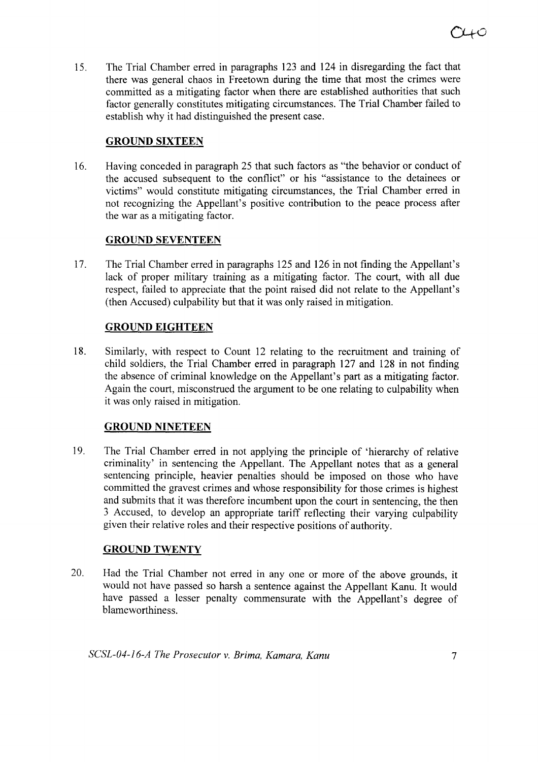15. The Trial Chamber erred in paragraphs 123 and 124 in disregarding the fact that there was general chaos in Freetown during the time that most the crimes were committed as a mitigating factor when there are established authorities that such factor generally constitutes mitigating circumstances. The Trial Chamber failed to establish why it had distinguished the present case.

## GROUND SIXTEEN

16. Having conceded in paragraph 25 that such factors as "the behavior or conduct of the accused subsequent to the conflict" or his "assistance to the detainees or victims" would constitute mitigating circumstances, the Trial Chamber erred in not recognizing the Appellant's positive contribution to the peace process after the war as a mitigating factor.

## GROUND SEVENTEEN

17. The Trial Chamber erred in paragraphs 125 and 126 in not finding the Appellant's lack of proper military training as a mitigating factor. The court, with all due respect, failed to appreciate that the point raised did not relate to the Appellant's (then Accused) culpability but that it was only raised in mitigation.

## GROUND EIGHTEEN

18. Similarly, with respect to Count 12 relating to the recruitment and training of child soldiers, the Trial Chamber erred in paragraph 127 and 128 in not finding the absence of criminal knowledge on the Appellant's part as a mitigating factor. Again the court, misconstrued the argument to be one relating to culpability when it was only raised in mitigation.

## GROUND NINETEEN

19. The Trial Chamber erred in not applying the principle of 'hierarchy of relative criminality' in sentencing the Appellant. The Appellant notes that as a general sentencing principle, heavier penalties should be imposed on those who have committed the gravest crimes and whose responsibility for those crimes is highest and submits that it was therefore incumbent upon the court in sentencing, the then 3 Accused, to develop an appropriate tariff reflecting their varying culpability given their relative roles and their respective positions of authority.

## GROUND TWENTY

20. Had the Trial Chamber not erred in any one or more of the above grounds, it would not have passed so harsh a sentence against the Appellant Kanu. It would have passed a lesser penalty commensurate with the Appellant's degree of blameworthiness.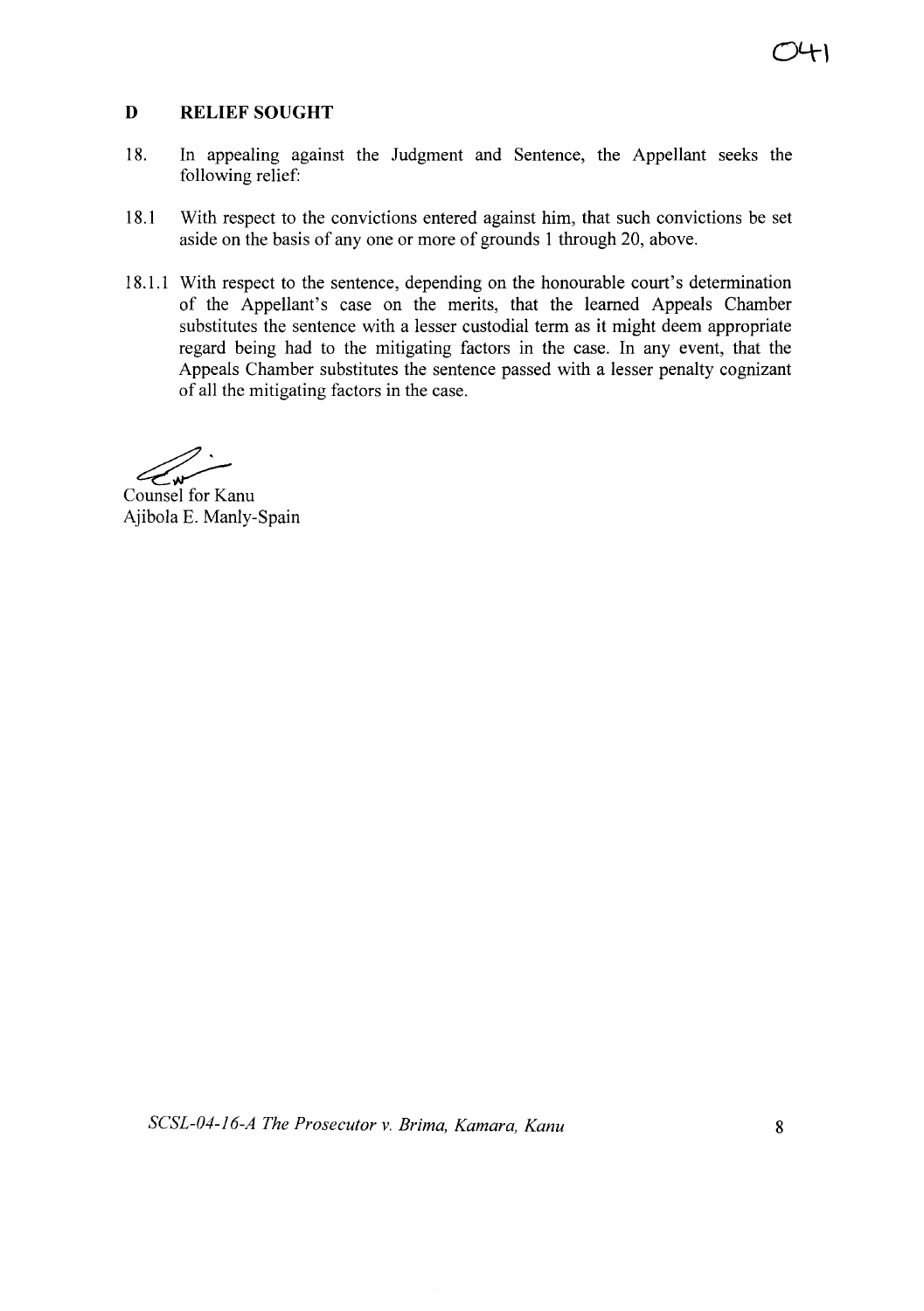## D RELIEF SOUGHT

18. In appealing against the Judgment and Sentence, the Appellant seeks the following relief:

18.1 With respect to the convictions entered against him, that such convictions be set aside on the basis of any one or more of grounds 1 through 20, above.

18.1.1 With respect to the sentence, depending on the honourable court's determination of the Appellant's case on the merits, that the learned Appeals Chamber substitutes the sentence with a lesser custodial term as it might deem appropriate regard being had to the mitigating factors in the case. In any event, that the Appeals Chamber substitutes the sentence passed with a lesser penalty cognizant of all the mitigating factors in the case.

Counsel for Kanu
Ajibola E. Manly-Spain